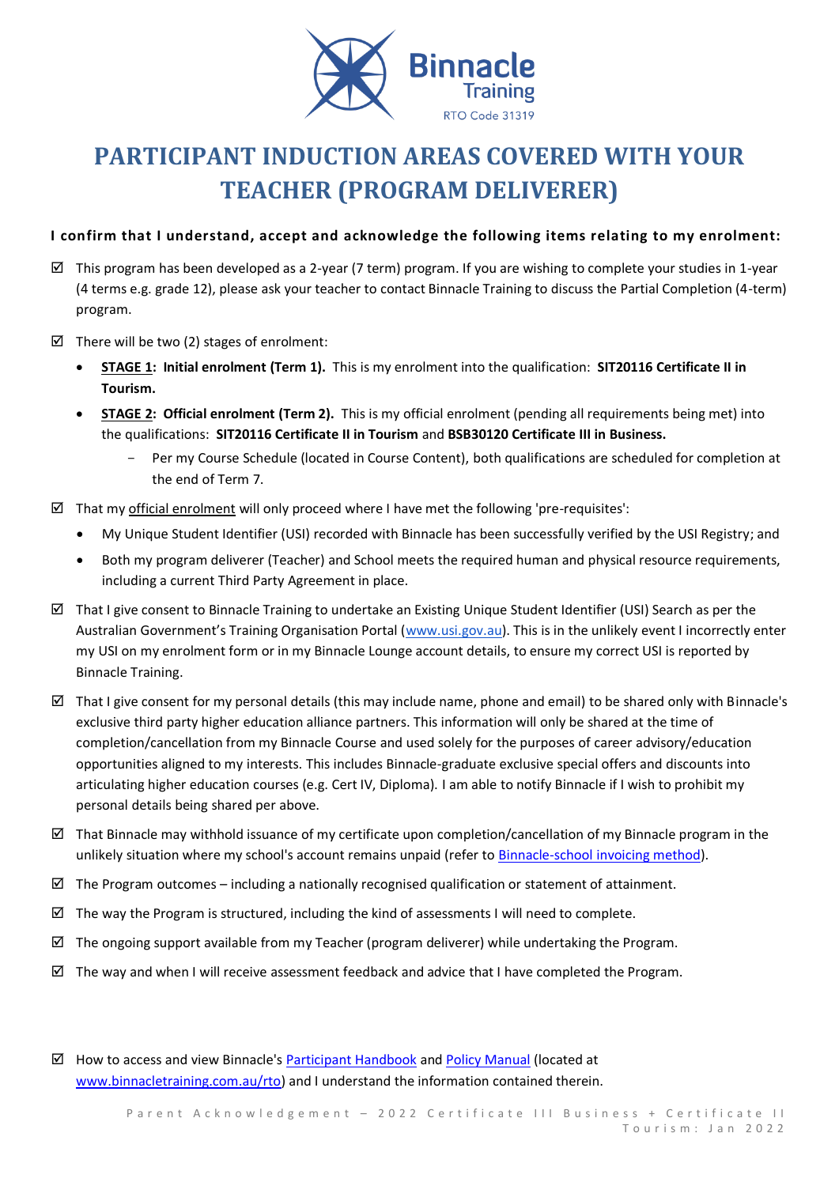Binnacle Training
RTO Code 31319

# PARTICIPANT INDUCTION AREAS COVERED WITH YOUR TEACHER (PROGRAM DELIVERER)

**I confirm that I understand, accept and acknowledge the following items relating to my enrolment:**

☑ This program has been developed as a 2-year (7 term) program. If you are wishing to complete your studies in 1-year (4 terms e.g. grade 12), please ask your teacher to contact Binnacle Training to discuss the Partial Completion (4-term) program.

☑ There will be two (2) stages of enrolment:

- **STAGE 1: Initial enrolment (Term 1).** This is my enrolment into the qualification: **SIT20116 Certificate II in Tourism.**
- **STAGE 2: Official enrolment (Term 2).** This is my official enrolment (pending all requirements being met) into the qualifications: **SIT20116 Certificate II in Tourism** and **BSB30120 Certificate III in Business.**
  - Per my Course Schedule (located in Course Content), both qualifications are scheduled for completion at the end of Term 7.

☑ That my official enrolment will only proceed where I have met the following 'pre-requisites':

- My Unique Student Identifier (USI) recorded with Binnacle has been successfully verified by the USI Registry; and
- Both my program deliverer (Teacher) and School meets the required human and physical resource requirements, including a current Third Party Agreement in place.

☑ That I give consent to Binnacle Training to undertake an Existing Unique Student Identifier (USI) Search as per the Australian Government's Training Organisation Portal (www.usi.gov.au). This is in the unlikely event I incorrectly enter my USI on my enrolment form or in my Binnacle Lounge account details, to ensure my correct USI is reported by Binnacle Training.

☑ That I give consent for my personal details (this may include name, phone and email) to be shared only with Binnacle's exclusive third party higher education alliance partners. This information will only be shared at the time of completion/cancellation from my Binnacle Course and used solely for the purposes of career advisory/education opportunities aligned to my interests. This includes Binnacle-graduate exclusive special offers and discounts into articulating higher education courses (e.g. Cert IV, Diploma). I am able to notify Binnacle if I wish to prohibit my personal details being shared per above.

☑ That Binnacle may withhold issuance of my certificate upon completion/cancellation of my Binnacle program in the unlikely situation where my school's account remains unpaid (refer to Binnacle-school invoicing method).

☑ The Program outcomes – including a nationally recognised qualification or statement of attainment.

☑ The way the Program is structured, including the kind of assessments I will need to complete.

☑ The ongoing support available from my Teacher (program deliverer) while undertaking the Program.

☑ The way and when I will receive assessment feedback and advice that I have completed the Program.

☑ How to access and view Binnacle's Participant Handbook and Policy Manual (located at www.binnacletraining.com.au/rto) and I understand the information contained therein.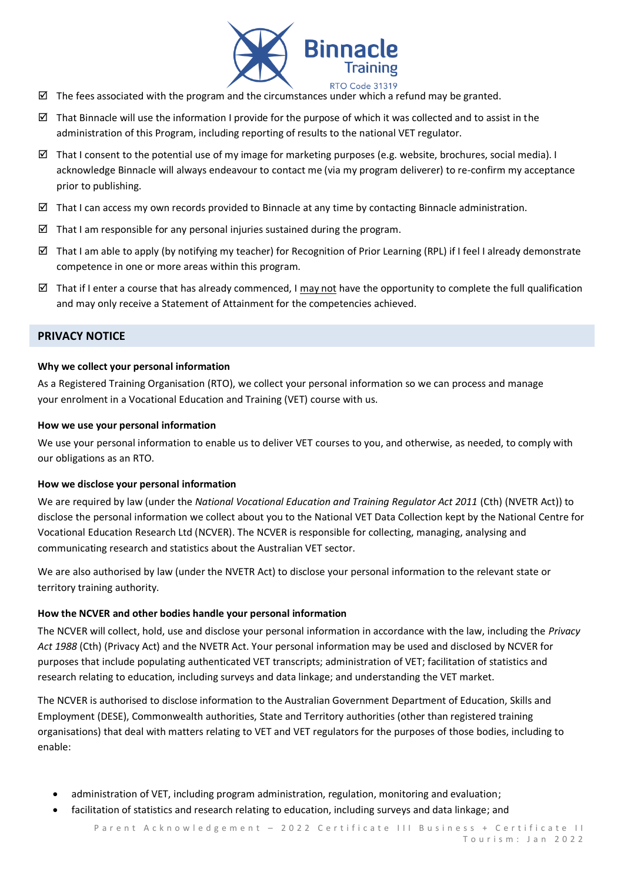- ☑ The fees associated with the program and the circumstances under which a refund may be granted.
- ☑ That Binnacle will use the information I provide for the purpose of which it was collected and to assist in the administration of this Program, including reporting of results to the national VET regulator.
- ☑ That I consent to the potential use of my image for marketing purposes (e.g. website, brochures, social media). I acknowledge Binnacle will always endeavour to contact me (via my program deliverer) to re-confirm my acceptance prior to publishing.
- ☑ That I can access my own records provided to Binnacle at any time by contacting Binnacle administration.
- ☑ That I am responsible for any personal injuries sustained during the program.
- ☑ That I am able to apply (by notifying my teacher) for Recognition of Prior Learning (RPL) if I feel I already demonstrate competence in one or more areas within this program.
- ☑ That if I enter a course that has already commenced, I <u>may not</u> have the opportunity to complete the full qualification and may only receive a Statement of Attainment for the competencies achieved.

## PRIVACY NOTICE

**Why we collect your personal information**

As a Registered Training Organisation (RTO), we collect your personal information so we can process and manage your enrolment in a Vocational Education and Training (VET) course with us.

**How we use your personal information**

We use your personal information to enable us to deliver VET courses to you, and otherwise, as needed, to comply with our obligations as an RTO.

**How we disclose your personal information**

We are required by law (under the *National Vocational Education and Training Regulator Act 2011* (Cth) (NVETR Act)) to disclose the personal information we collect about you to the National VET Data Collection kept by the National Centre for Vocational Education Research Ltd (NCVER). The NCVER is responsible for collecting, managing, analysing and communicating research and statistics about the Australian VET sector.

We are also authorised by law (under the NVETR Act) to disclose your personal information to the relevant state or territory training authority.

**How the NCVER and other bodies handle your personal information**

The NCVER will collect, hold, use and disclose your personal information in accordance with the law, including the *Privacy Act 1988* (Cth) (Privacy Act) and the NVETR Act. Your personal information may be used and disclosed by NCVER for purposes that include populating authenticated VET transcripts; administration of VET; facilitation of statistics and research relating to education, including surveys and data linkage; and understanding the VET market.

The NCVER is authorised to disclose information to the Australian Government Department of Education, Skills and Employment (DESE), Commonwealth authorities, State and Territory authorities (other than registered training organisations) that deal with matters relating to VET and VET regulators for the purposes of those bodies, including to enable:

- administration of VET, including program administration, regulation, monitoring and evaluation;
- facilitation of statistics and research relating to education, including surveys and data linkage; and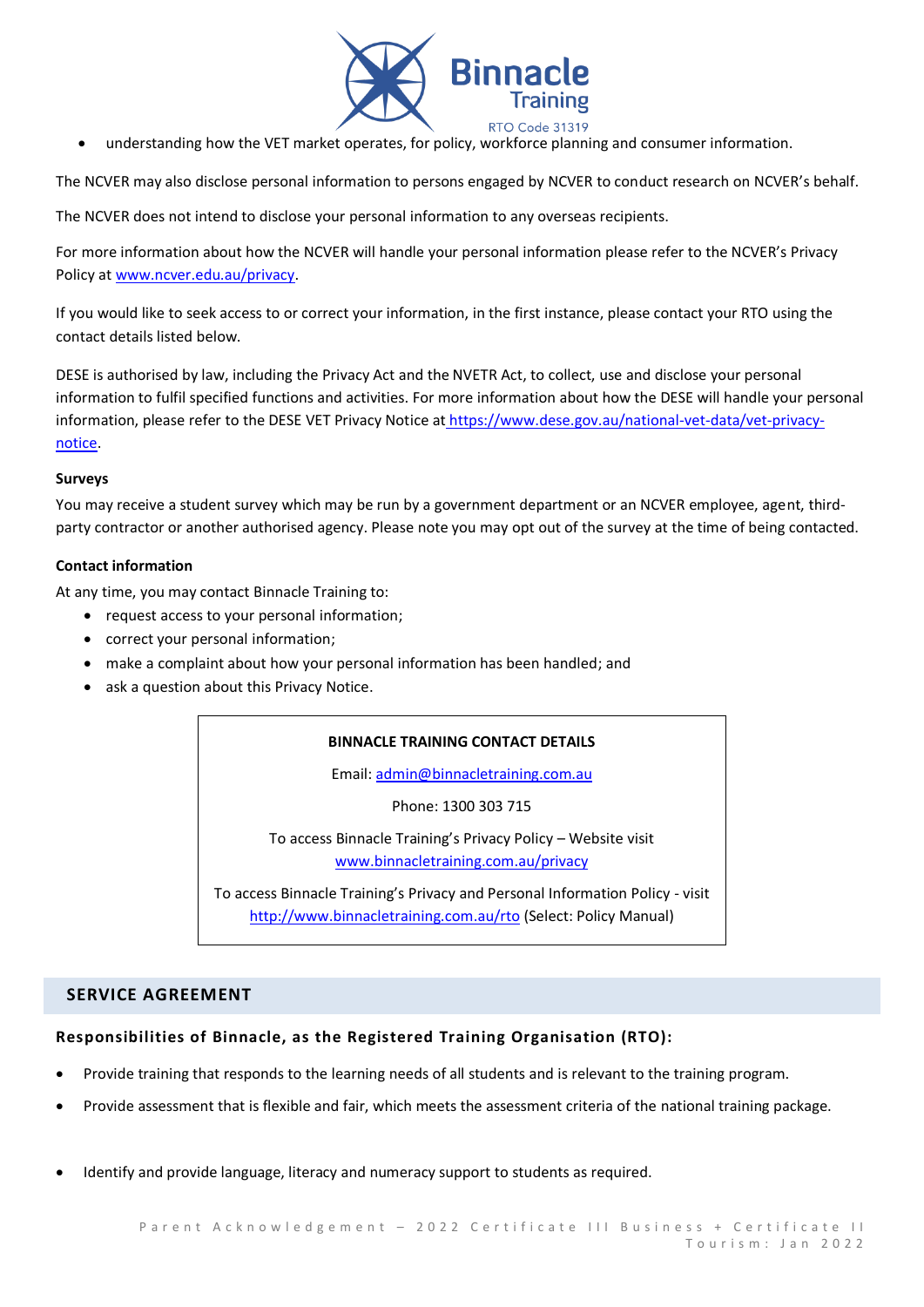- understanding how the VET market operates, for policy, workforce planning and consumer information.

The NCVER may also disclose personal information to persons engaged by NCVER to conduct research on NCVER's behalf.

The NCVER does not intend to disclose your personal information to any overseas recipients.

For more information about how the NCVER will handle your personal information please refer to the NCVER's Privacy Policy at www.ncver.edu.au/privacy.

If you would like to seek access to or correct your information, in the first instance, please contact your RTO using the contact details listed below.

DESE is authorised by law, including the Privacy Act and the NVETR Act, to collect, use and disclose your personal information to fulfil specified functions and activities. For more information about how the DESE will handle your personal information, please refer to the DESE VET Privacy Notice at https://www.dese.gov.au/national-vet-data/vet-privacy-notice.

**Surveys**

You may receive a student survey which may be run by a government department or an NCVER employee, agent, third-party contractor or another authorised agency. Please note you may opt out of the survey at the time of being contacted.

**Contact information**

At any time, you may contact Binnacle Training to:

- request access to your personal information;
- correct your personal information;
- make a complaint about how your personal information has been handled; and
- ask a question about this Privacy Notice.

**BINNACLE TRAINING CONTACT DETAILS**

Email: admin@binnacletraining.com.au

Phone: 1300 303 715

To access Binnacle Training's Privacy Policy – Website visit www.binnacletraining.com.au/privacy

To access Binnacle Training's Privacy and Personal Information Policy - visit http://www.binnacletraining.com.au/rto (Select: Policy Manual)

## SERVICE AGREEMENT

### Responsibilities of Binnacle, as the Registered Training Organisation (RTO):

- Provide training that responds to the learning needs of all students and is relevant to the training program.
- Provide assessment that is flexible and fair, which meets the assessment criteria of the national training package.
- Identify and provide language, literacy and numeracy support to students as required.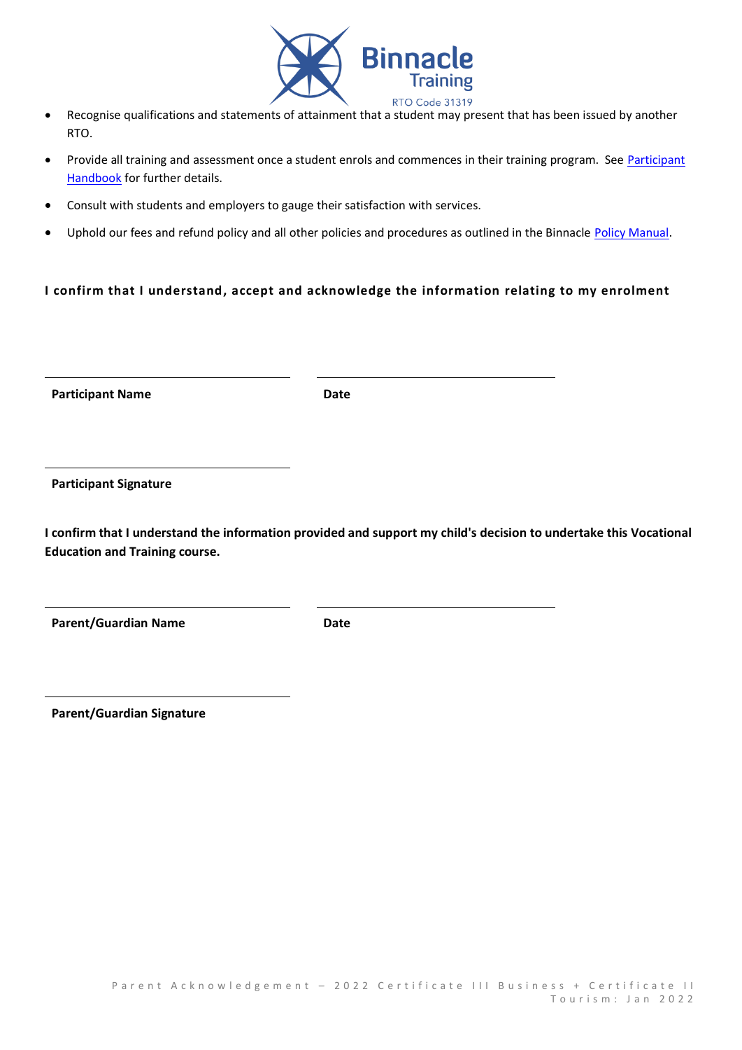- Recognise qualifications and statements of attainment that a student may present that has been issued by another RTO.
- Provide all training and assessment once a student enrols and commences in their training program. See [Participant Handbook] for further details.
- Consult with students and employers to gauge their satisfaction with services.
- Uphold our fees and refund policy and all other policies and procedures as outlined in the Binnacle [Policy Manual].

**I confirm that I understand, accept and acknowledge the information relating to my enrolment**

_______________________________ _______________________________

**Participant Name** **Date**

_______________________________

**Participant Signature**

**I confirm that I understand the information provided and support my child's decision to undertake this Vocational Education and Training course.**

_______________________________ _______________________________

**Parent/Guardian Name** **Date**

_______________________________

**Parent/Guardian Signature**